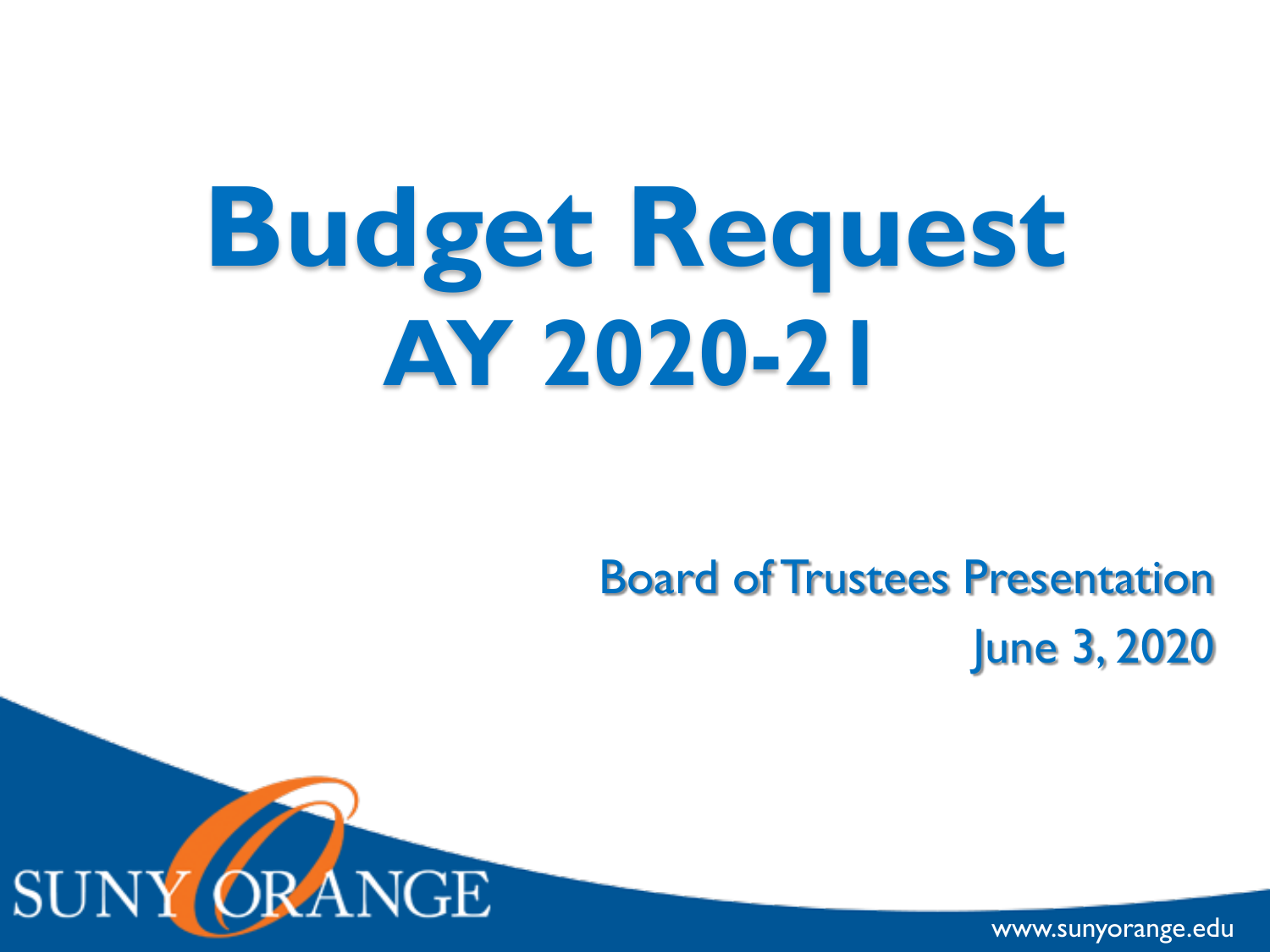# Budget Request

## AY 2020-21

Board of Trustees Presentation

June 3, 2020

SUNY ORANGE

www.sunyorange.edu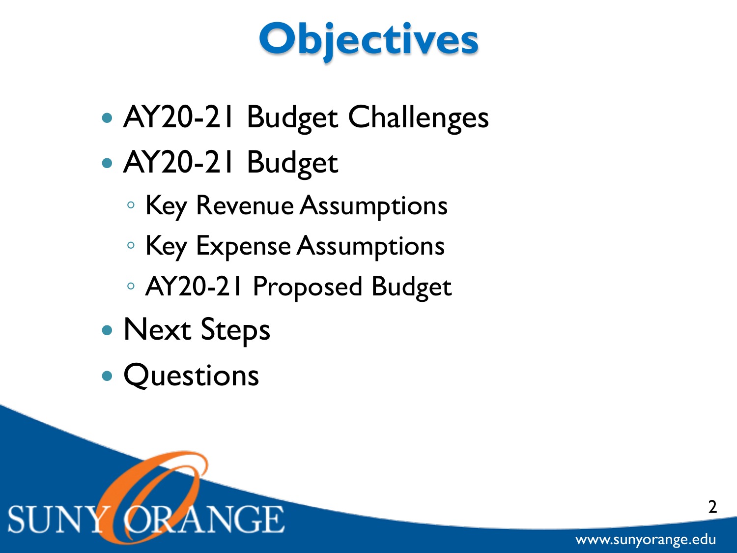# Objectives

- AY20-21 Budget Challenges
- AY20-21 Budget
  - Key Revenue Assumptions
  - Key Expense Assumptions
  - AY20-21 Proposed Budget
- Next Steps
- Questions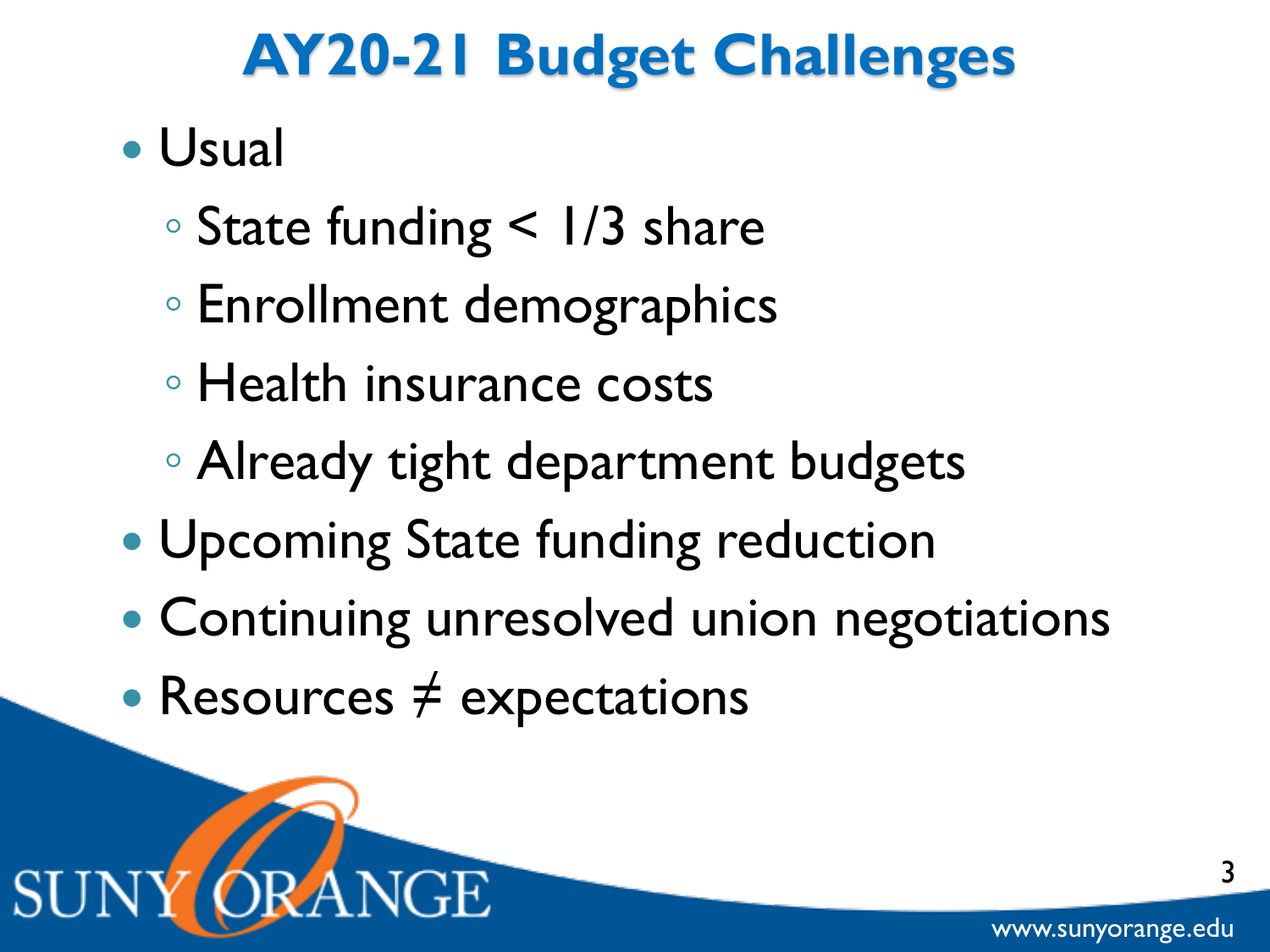# AY20-21 Budget Challenges

- Usual
  - State funding < 1/3 share
  - Enrollment demographics
  - Health insurance costs
  - Already tight department budgets
- Upcoming State funding reduction
- Continuing unresolved union negotiations
- Resources ≠ expectations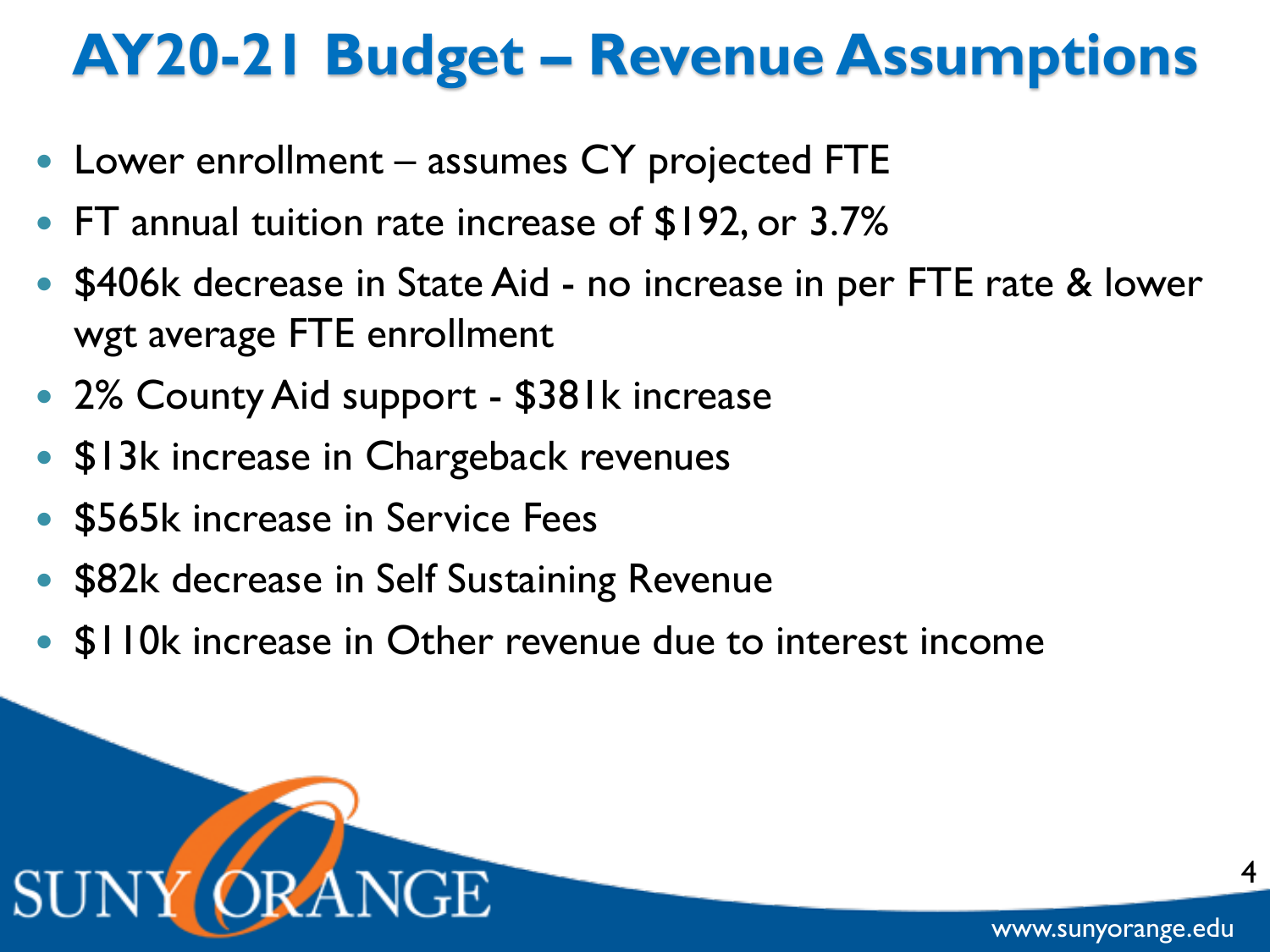# AY20-21 Budget – Revenue Assumptions

- Lower enrollment – assumes CY projected FTE
- FT annual tuition rate increase of $192, or 3.7%
- $406k decrease in State Aid - no increase in per FTE rate & lower wgt average FTE enrollment
- 2% County Aid support - $381k increase
- $13k increase in Chargeback revenues
- $565k increase in Service Fees
- $82k decrease in Self Sustaining Revenue
- $110k increase in Other revenue due to interest income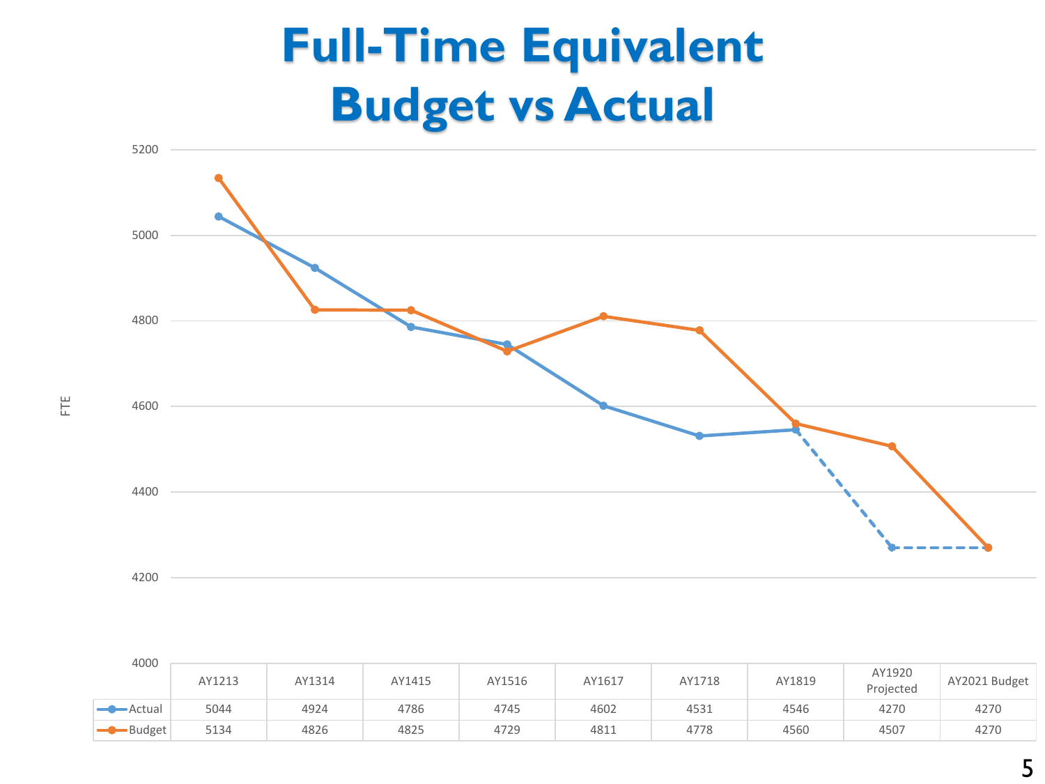# Full-Time Equivalent Budget vs Actual

| | AY1213 | AY1314 | AY1415 | AY1516 | AY1617 | AY1718 | AY1819 | AY1920 Projected | AY2021 Budget |
|---|---|---|---|---|---|---|---|---|---|
| Actual | 5044 | 4924 | 4786 | 4745 | 4602 | 4531 | 4546 | 4270 | 4270 |
| Budget | 5134 | 4826 | 4825 | 4729 | 4811 | 4778 | 4560 | 4507 | 4270 |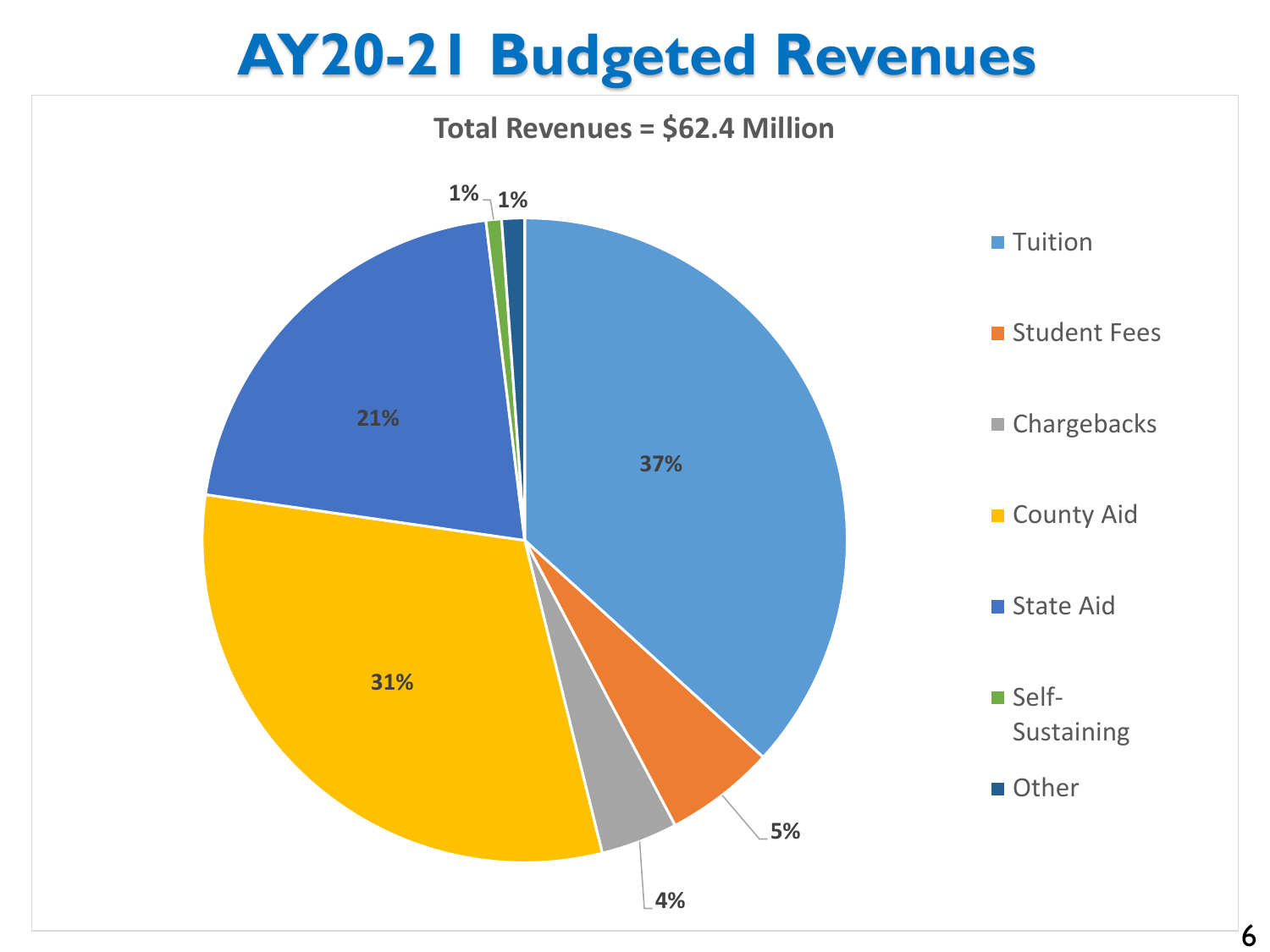# AY20-21 Budgeted Revenues

**Total Revenues = $62.4 Million**

| Category | Percentage |
| --- | --- |
| Tuition | 37% |
| Student Fees | 5% |
| Chargebacks | 4% |
| County Aid | 31% |
| State Aid | 21% |
| Self-Sustaining | 1% |
| Other | 1% |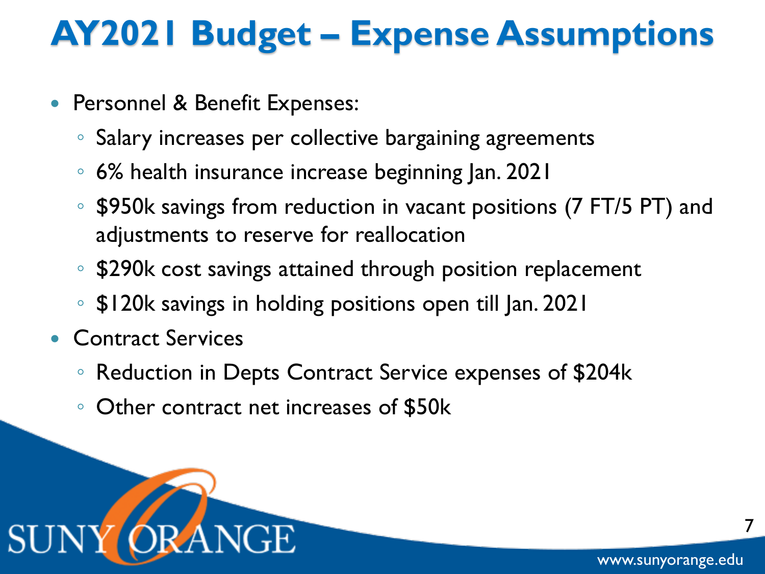# AY2021 Budget – Expense Assumptions

- Personnel & Benefit Expenses:
  - Salary increases per collective bargaining agreements
  - 6% health insurance increase beginning Jan. 2021
  - $950k savings from reduction in vacant positions (7 FT/5 PT) and adjustments to reserve for reallocation
  - $290k cost savings attained through position replacement
  - $120k savings in holding positions open till Jan. 2021
- Contract Services
  - Reduction in Depts Contract Service expenses of $204k
  - Other contract net increases of $50k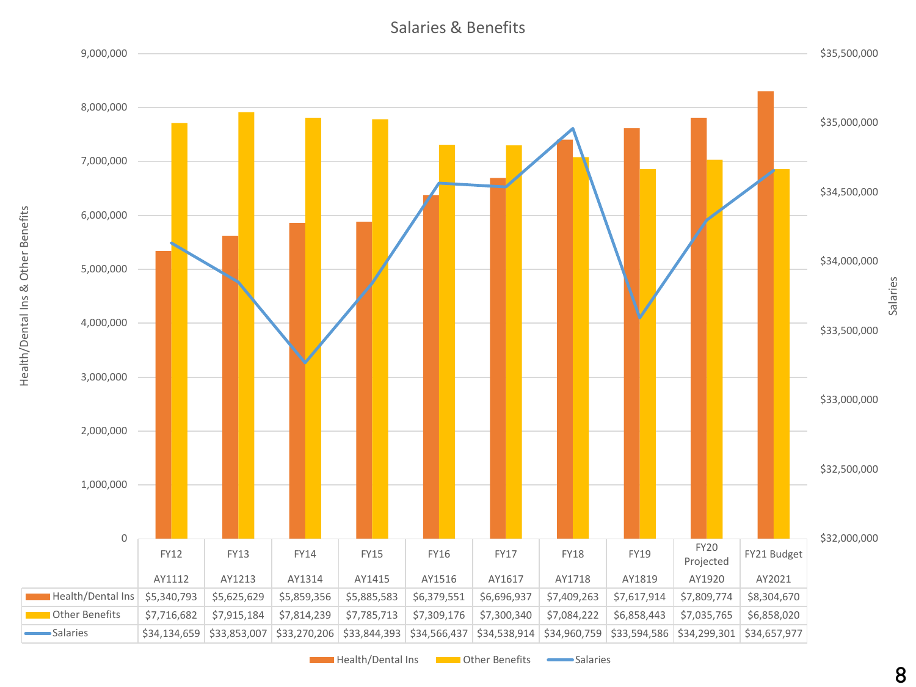# Salaries & Benefits

| | FY12<br>AY1112 | FY13<br>AY1213 | FY14<br>AY1314 | FY15<br>AY1415 | FY16<br>AY1516 | FY17<br>AY1617 | FY18<br>AY1718 | FY19<br>AY1819 | FY20 Projected<br>AY1920 | FY21 Budget<br>AY2021 |
|---|---|---|---|---|---|---|---|---|---|---|
| Health/Dental Ins | $5,340,793 | $5,625,629 | $5,859,356 | $5,885,583 | $6,379,551 | $6,696,937 | $7,409,263 | $7,617,914 | $7,809,774 | $8,304,670 |
| Other Benefits | $7,716,682 | $7,915,184 | $7,814,239 | $7,785,713 | $7,309,176 | $7,300,340 | $7,084,222 | $6,858,443 | $7,035,765 | $6,858,020 |
| Salaries | $34,134,659 | $33,853,007 | $33,270,206 | $33,844,393 | $34,566,437 | $34,538,914 | $34,960,759 | $33,594,586 | $34,299,301 | $34,657,977 |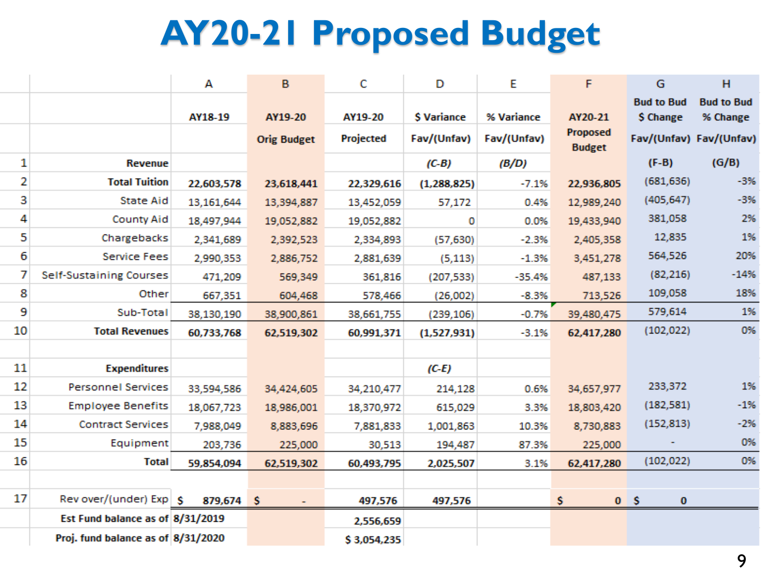# AY20-21 Proposed Budget

| | | A | B | C | D | E | F | G | H |
|---|---|---|---|---|---|---|---|---|---|
| | | AY18-19 | AY19-20 Orig Budget | AY19-20 Projected | $ Variance Fav/(Unfav) | % Variance Fav/(Unfav) | AY20-21 Proposed Budget | Bud to Bud $ Change Fav/(Unfav) | Bud to Bud % Change Fav/(Unfav) |
| 1 | **Revenue** | | | | *(C-B)* | *(B/D)* | | (F-B) | (G/B) |
| 2 | **Total Tuition** | 22,603,578 | 23,618,441 | 22,329,616 | (1,288,825) | -7.1% | 22,936,805 | (681,636) | -3% |
| 3 | State Aid | 13,161,644 | 13,394,887 | 13,452,059 | 57,172 | 0.4% | 12,989,240 | (405,647) | -3% |
| 4 | County Aid | 18,497,944 | 19,052,882 | 19,052,882 | 0 | 0.0% | 19,433,940 | 381,058 | 2% |
| 5 | Chargebacks | 2,341,689 | 2,392,523 | 2,334,893 | (57,630) | -2.3% | 2,405,358 | 12,835 | 1% |
| 6 | Service Fees | 2,990,353 | 2,886,752 | 2,881,639 | (5,113) | -1.3% | 3,451,278 | 564,526 | 20% |
| 7 | Self-Sustaining Courses | 471,209 | 569,349 | 361,816 | (207,533) | -35.4% | 487,133 | (82,216) | -14% |
| 8 | Other | 667,351 | 604,468 | 578,466 | (26,002) | -8.3% | 713,526 | 109,058 | 18% |
| 9 | Sub-Total | 38,130,190 | 38,900,861 | 38,661,755 | (239,106) | -0.7% | 39,480,475 | 579,614 | 1% |
| 10 | **Total Revenues** | 60,733,768 | 62,519,302 | 60,991,371 | (1,527,931) | -3.1% | 62,417,280 | (102,022) | 0% |
| | | | | | | | | | |
| 11 | **Expenditures** | | | | *(C-E)* | | | | |
| 12 | Personnel Services | 33,594,586 | 34,424,605 | 34,210,477 | 214,128 | 0.6% | 34,657,977 | 233,372 | 1% |
| 13 | Employee Benefits | 18,067,723 | 18,986,001 | 18,370,972 | 615,029 | 3.3% | 18,803,420 | (182,581) | -1% |
| 14 | Contract Services | 7,988,049 | 8,883,696 | 7,881,833 | 1,001,863 | 10.3% | 8,730,883 | (152,813) | -2% |
| 15 | Equipment | 203,736 | 225,000 | 30,513 | 194,487 | 87.3% | 225,000 | - | 0% |
| 16 | **Total** | 59,854,094 | 62,519,302 | 60,493,795 | 2,025,507 | 3.1% | 62,417,280 | (102,022) | 0% |
| | | | | | | | | | |
| 17 | Rev over/(under) Exp | $ 879,674 | $ - | 497,576 | 497,576 | | $ 0 | $ 0 | |
| | **Est Fund balance as of** | 8/31/2019 | | 2,556,659 | | | | | |
| | **Proj. fund balance as of** | 8/31/2020 | | $ 3,054,235 | | | | | |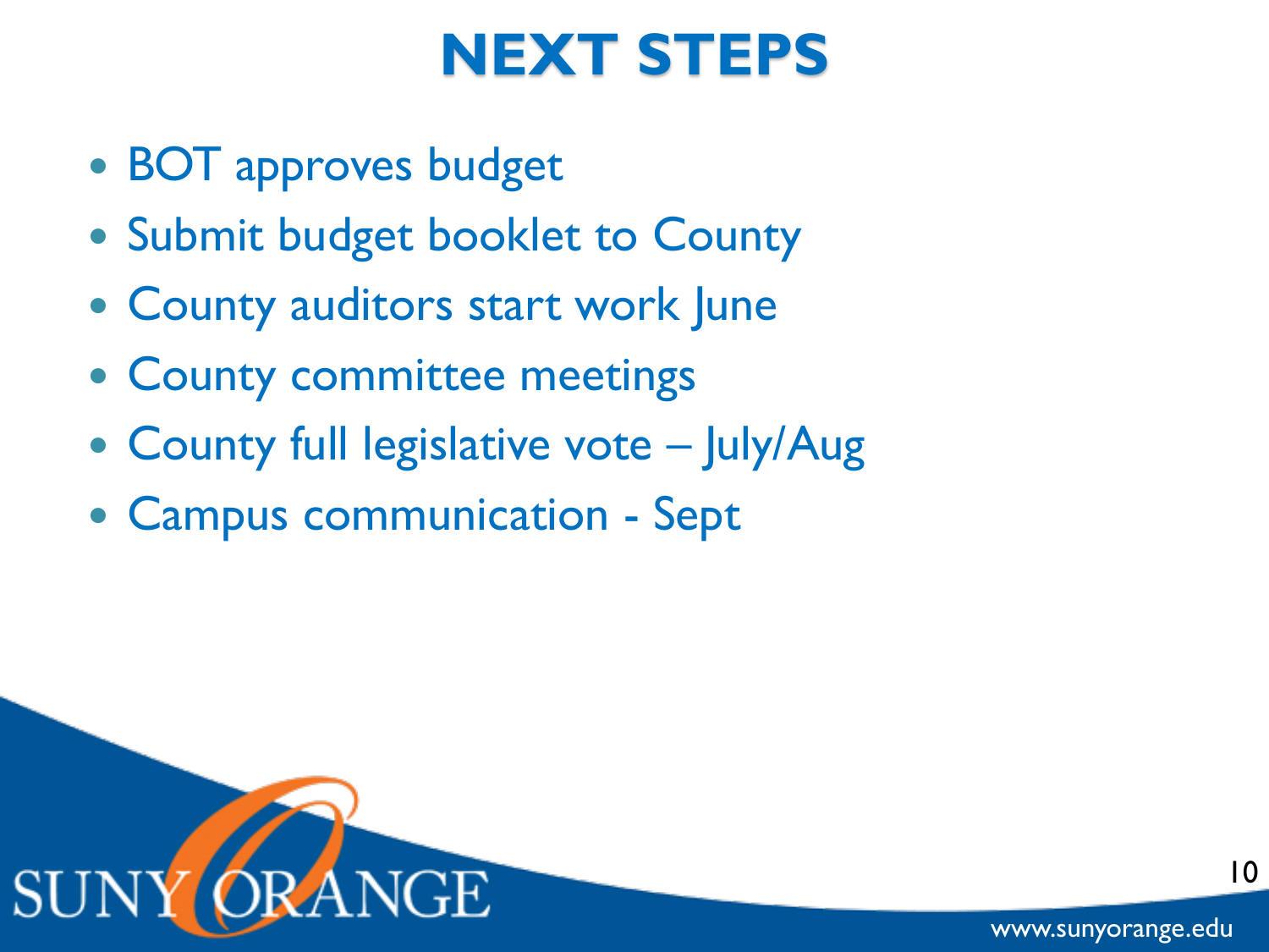# NEXT STEPS

- BOT approves budget
- Submit budget booklet to County
- County auditors start work June
- County committee meetings
- County full legislative vote – July/Aug
- Campus communication - Sept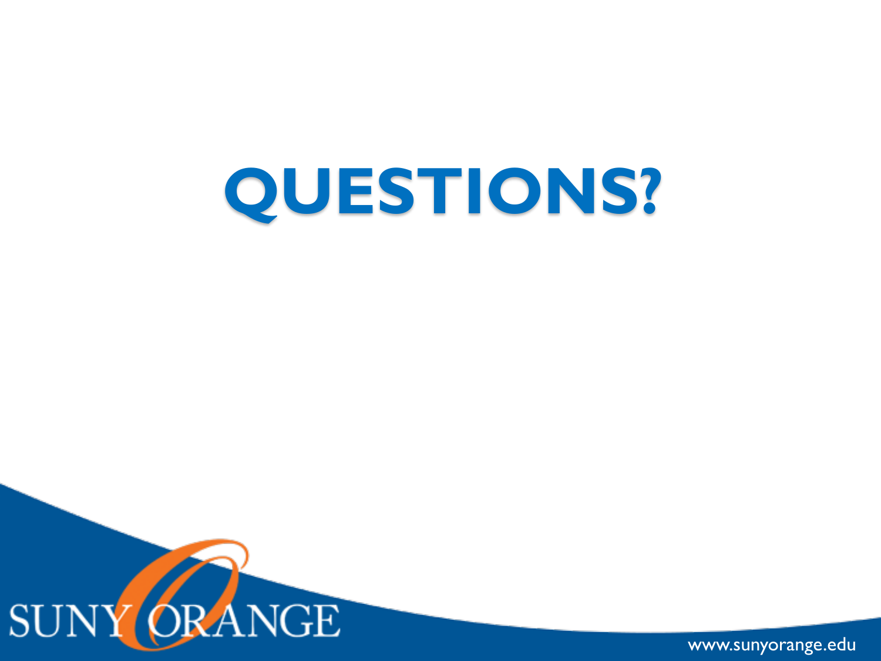# QUESTIONS?